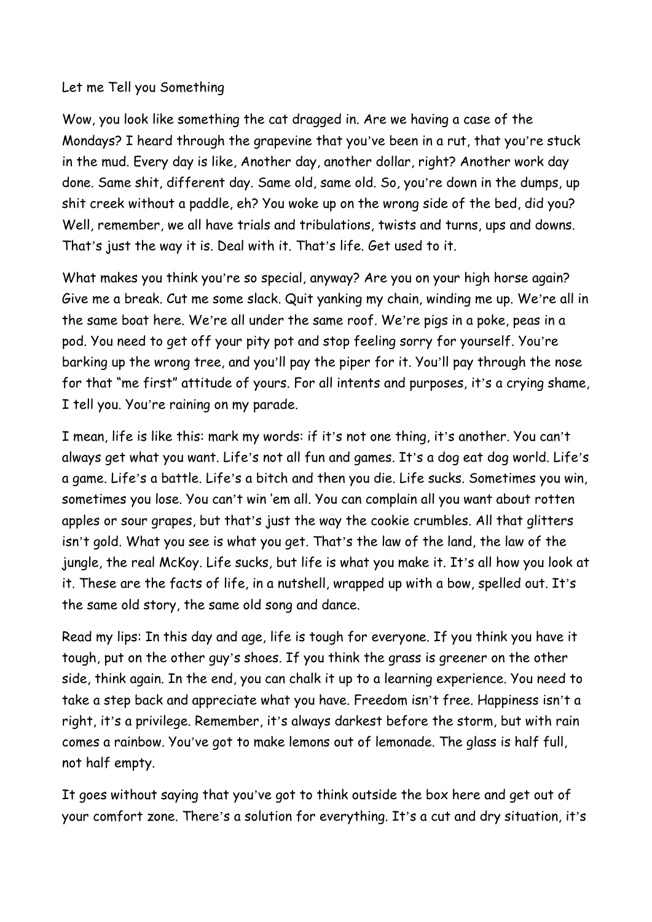Let me Tell you Something

Wow, you look like something the cat dragged in. Are we having a case of the Mondays? I heard through the grapevine that you've been in a rut, that you're stuck in the mud. Every day is like, Another day, another dollar, right? Another work day done. Same shit, different day. Same old, same old. So, you're down in the dumps, up shit creek without a paddle, eh? You woke up on the wrong side of the bed, did you? Well, remember, we all have trials and tribulations, twists and turns, ups and downs. That's just the way it is. Deal with it. That's life. Get used to it.

What makes you think you're so special, anyway? Are you on your high horse again? Give me a break. Cut me some slack. Quit yanking my chain, winding me up. We're all in the same boat here. We're all under the same roof. We're pigs in a poke, peas in a pod. You need to get off your pity pot and stop feeling sorry for yourself. You're barking up the wrong tree, and you'll pay the piper for it. You'll pay through the nose for that "me first" attitude of yours. For all intents and purposes, it's a crying shame, I tell you. You're raining on my parade.

I mean, life is like this: mark my words: if it's not one thing, it's another. You can't always get what you want. Life's not all fun and games. It's a dog eat dog world. Life's a game. Life's a battle. Life's a bitch and then you die. Life sucks. Sometimes you win, sometimes you lose. You can't win 'em all. You can complain all you want about rotten apples or sour grapes, but that's just the way the cookie crumbles. All that glitters isn't gold. What you see is what you get. That's the law of the land, the law of the jungle, the real McKoy. Life sucks, but life is what you make it. It's all how you look at it. These are the facts of life, in a nutshell, wrapped up with a bow, spelled out. It's the same old story, the same old song and dance.

Read my lips: In this day and age, life is tough for everyone. If you think you have it tough, put on the other guy's shoes. If you think the grass is greener on the other side, think again. In the end, you can chalk it up to a learning experience. You need to take a step back and appreciate what you have. Freedom isn't free. Happiness isn't a right, it's a privilege. Remember, it's always darkest before the storm, but with rain comes a rainbow. You've got to make lemons out of lemonade. The glass is half full, not half empty.

It goes without saying that you've got to think outside the box here and get out of your comfort zone. There's a solution for everything. It's a cut and dry situation, it's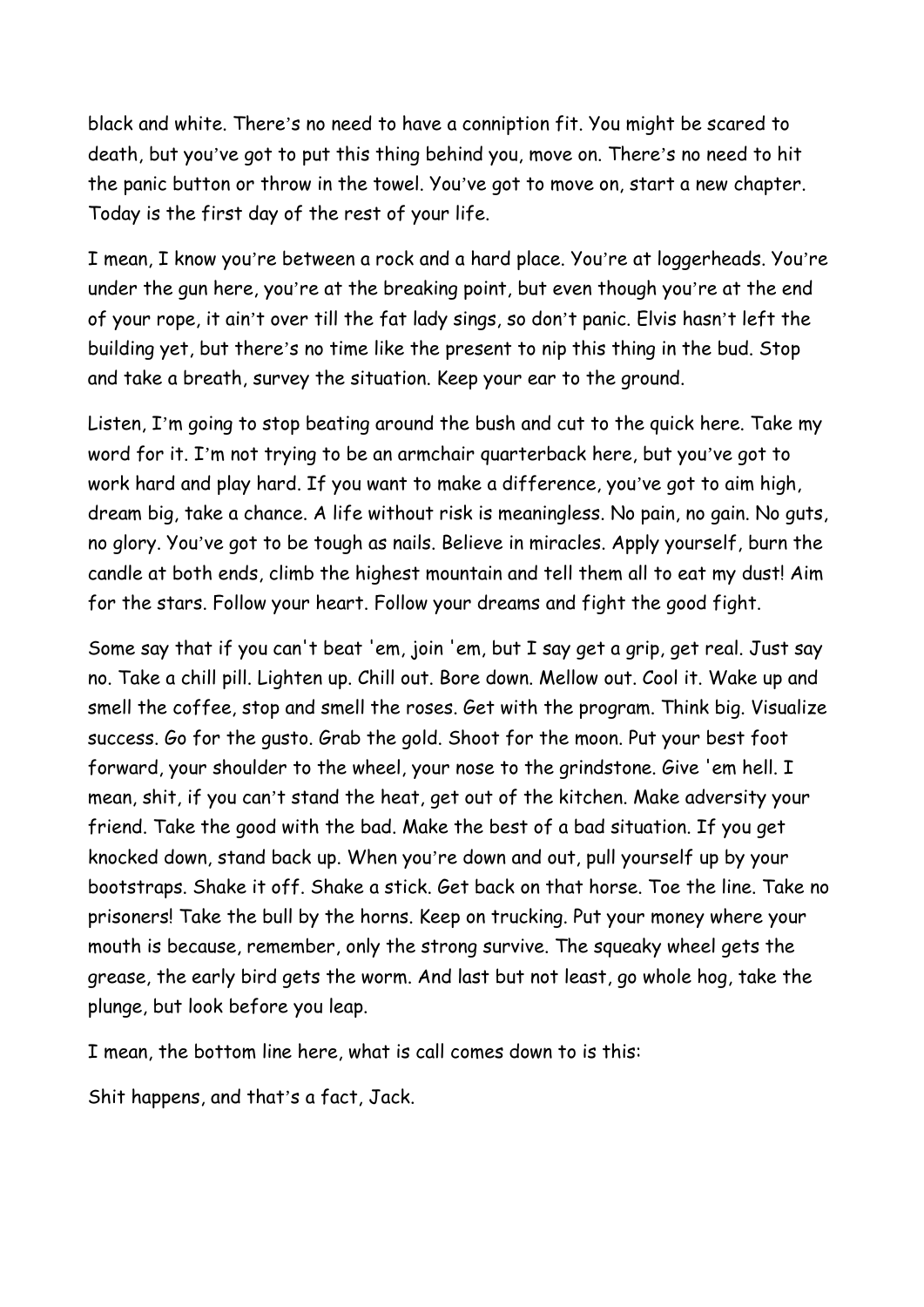black and white. There's no need to have a conniption fit. You might be scared to death, but you've got to put this thing behind you, move on. There's no need to hit the panic button or throw in the towel. You've got to move on, start a new chapter. Today is the first day of the rest of your life.

I mean, I know you're between a rock and a hard place. You're at loggerheads. You're under the gun here, you're at the breaking point, but even though you're at the end of your rope, it ain't over till the fat lady sings, so don't panic. Elvis hasn't left the building yet, but there's no time like the present to nip this thing in the bud. Stop and take a breath, survey the situation. Keep your ear to the ground.

Listen, I'm going to stop beating around the bush and cut to the quick here. Take my word for it. I'm not trying to be an armchair quarterback here, but you've got to work hard and play hard. If you want to make a difference, you've got to aim high, dream big, take a chance. A life without risk is meaningless. No pain, no gain. No guts, no glory. You've got to be tough as nails. Believe in miracles. Apply yourself, burn the candle at both ends, climb the highest mountain and tell them all to eat my dust! Aim for the stars. Follow your heart. Follow your dreams and fight the good fight.

Some say that if you can't beat 'em, join 'em, but I say get a grip, get real. Just say no. Take a chill pill. Lighten up. Chill out. Bore down. Mellow out. Cool it. Wake up and smell the coffee, stop and smell the roses. Get with the program. Think big. Visualize success. Go for the gusto. Grab the gold. Shoot for the moon. Put your best foot forward, your shoulder to the wheel, your nose to the grindstone. Give 'em hell. I mean, shit, if you can't stand the heat, get out of the kitchen. Make adversity your friend. Take the good with the bad. Make the best of a bad situation. If you get knocked down, stand back up. When you're down and out, pull yourself up by your bootstraps. Shake it off. Shake a stick. Get back on that horse. Toe the line. Take no prisoners! Take the bull by the horns. Keep on trucking. Put your money where your mouth is because, remember, only the strong survive. The squeaky wheel gets the grease, the early bird gets the worm. And last but not least, go whole hog, take the plunge, but look before you leap.

I mean, the bottom line here, what is call comes down to is this:

Shit happens, and that's a fact, Jack.